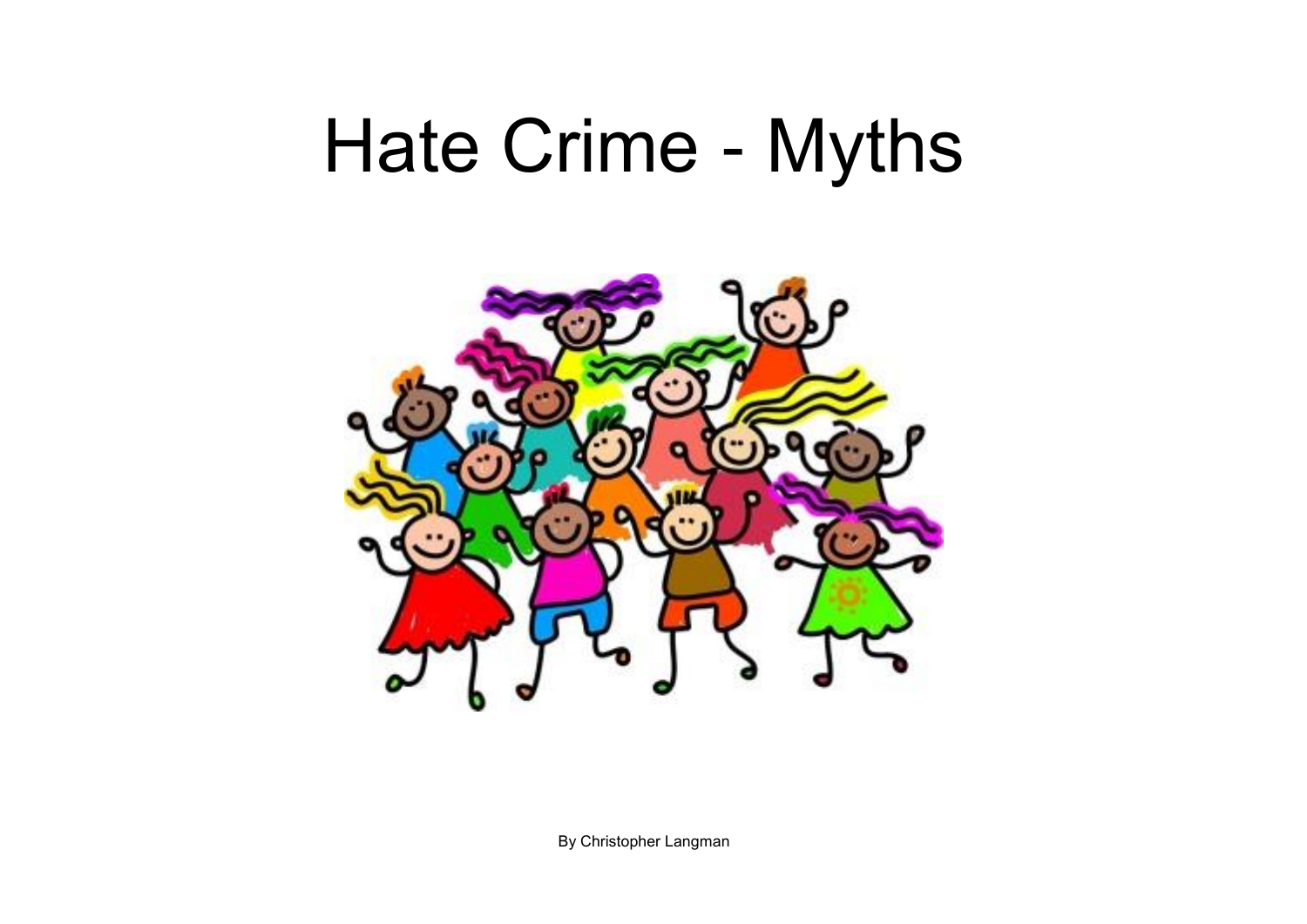# Hate Crime - Myths

By Christopher Langman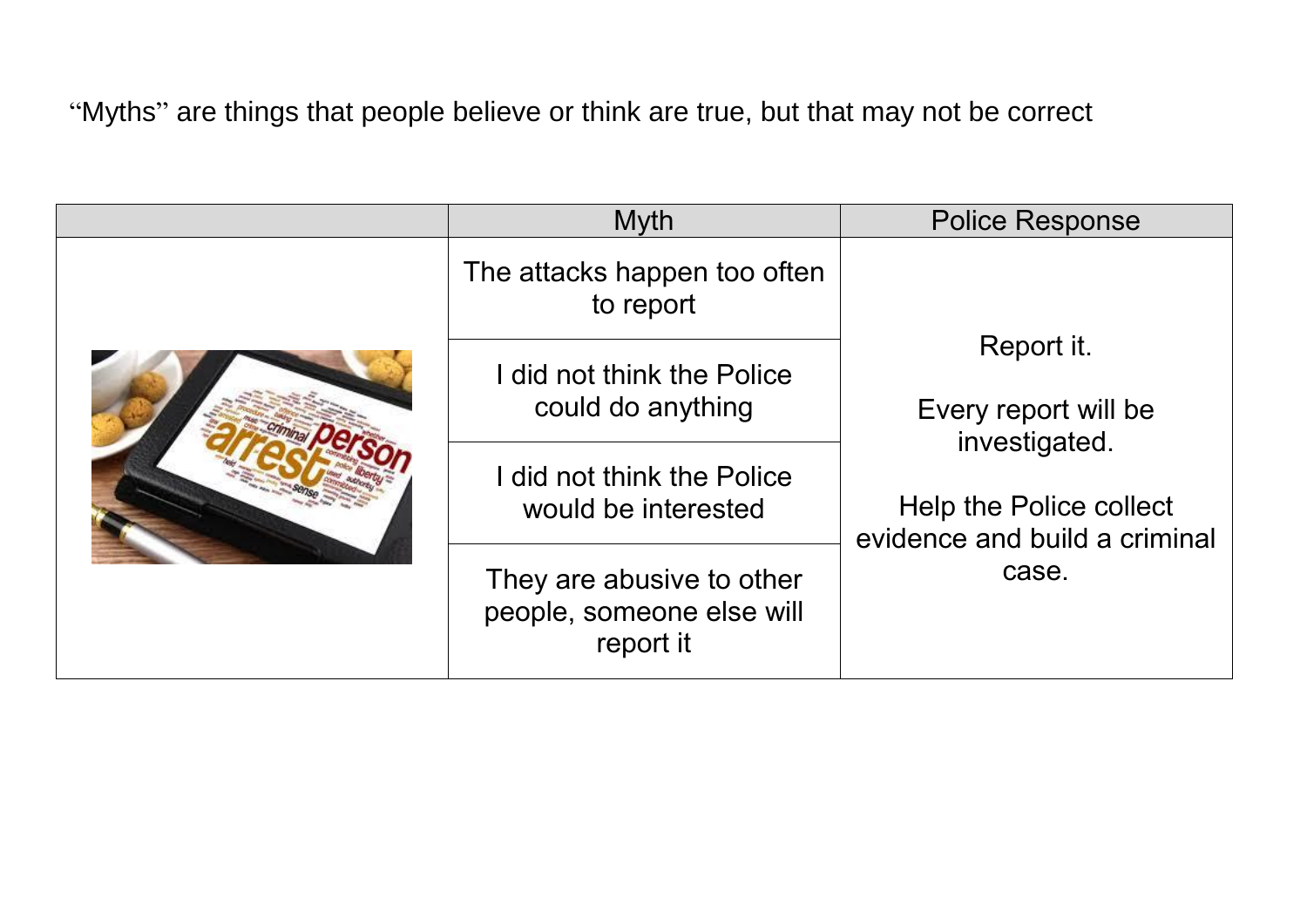"Myths" are things that people believe or think are true, but that may not be correct

| | Myth | Police Response |
|---|---|---|
| | The attacks happen too often to report | Report it.<br><br>Every report will be investigated.<br><br>Help the Police collect evidence and build a criminal case. |
| | I did not think the Police could do anything | |
| | I did not think the Police would be interested | |
| | They are abusive to other people, someone else will report it | |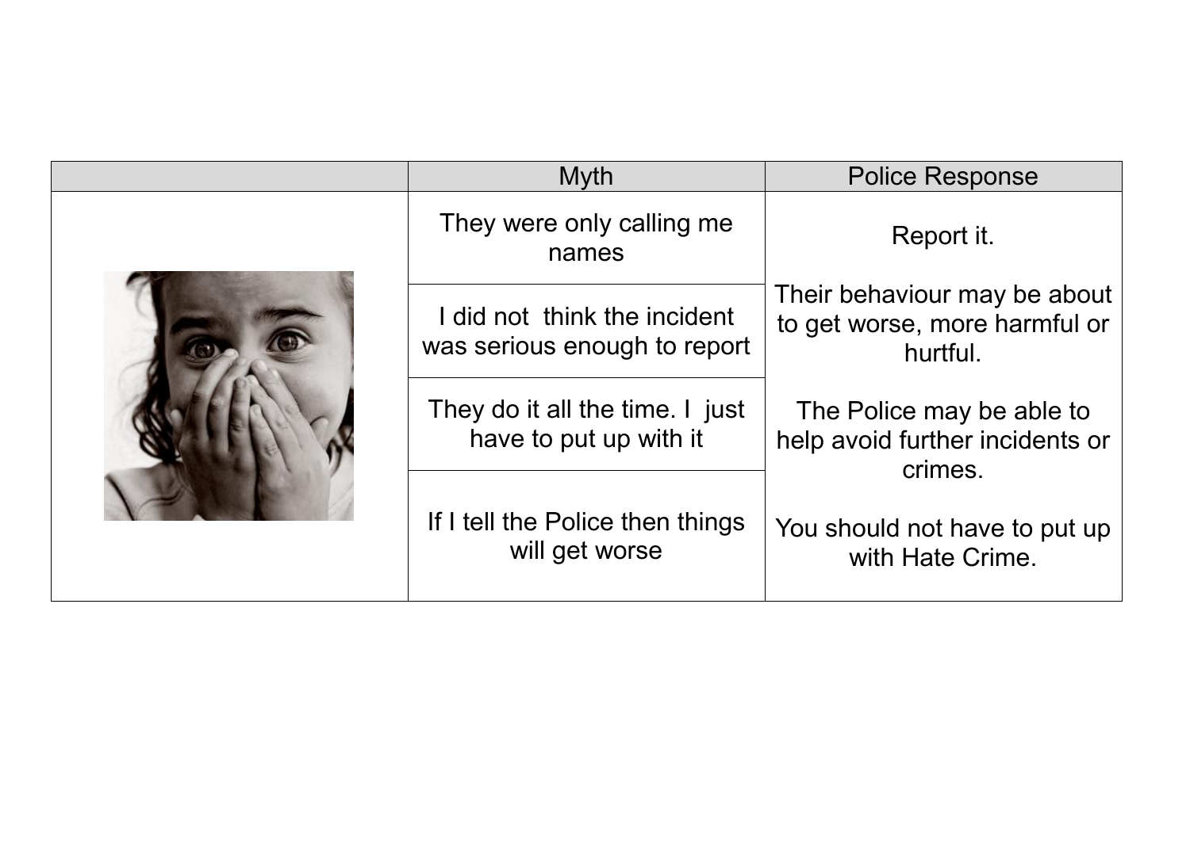| | Myth | Police Response |
|---|---|---|
| | They were only calling me names | Report it.<br><br>Their behaviour may be about to get worse, more harmful or hurtful.<br><br>The Police may be able to help avoid further incidents or crimes.<br><br>You should not have to put up with Hate Crime. |
| | I did not think the incident was serious enough to report | |
| | They do it all the time. I just have to put up with it | |
| | If I tell the Police then things will get worse | |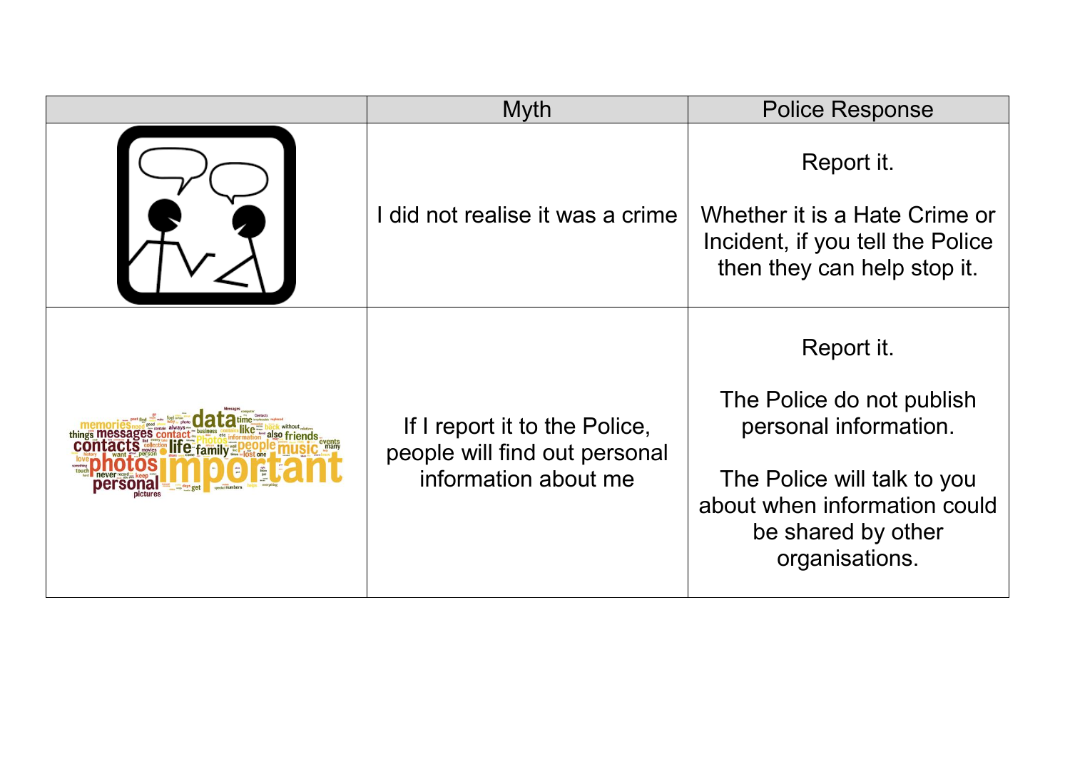| | Myth | Police Response |
|---|---|---|
| | I did not realise it was a crime | Report it.<br><br>Whether it is a Hate Crime or Incident, if you tell the Police then they can help stop it. |
| | If I report it to the Police, people will find out personal information about me | Report it.<br><br>The Police do not publish personal information.<br><br>The Police will talk to you about when information could be shared by other organisations. |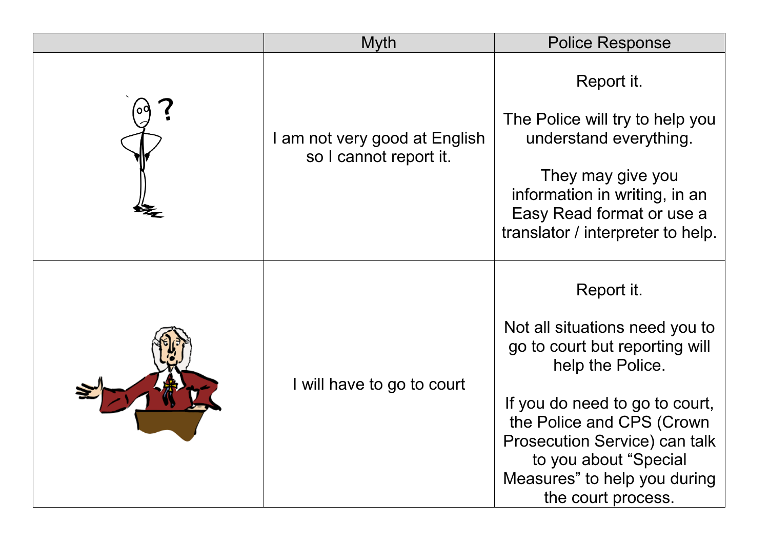| | Myth | Police Response |
|---|---|---|
| | I am not very good at English so I cannot report it. | Report it.<br><br>The Police will try to help you understand everything.<br><br>They may give you information in writing, in an Easy Read format or use a translator / interpreter to help. |
| | I will have to go to court | Report it.<br><br>Not all situations need you to go to court but reporting will help the Police.<br><br>If you do need to go to court, the Police and CPS (Crown Prosecution Service) can talk to you about “Special Measures” to help you during the court process. |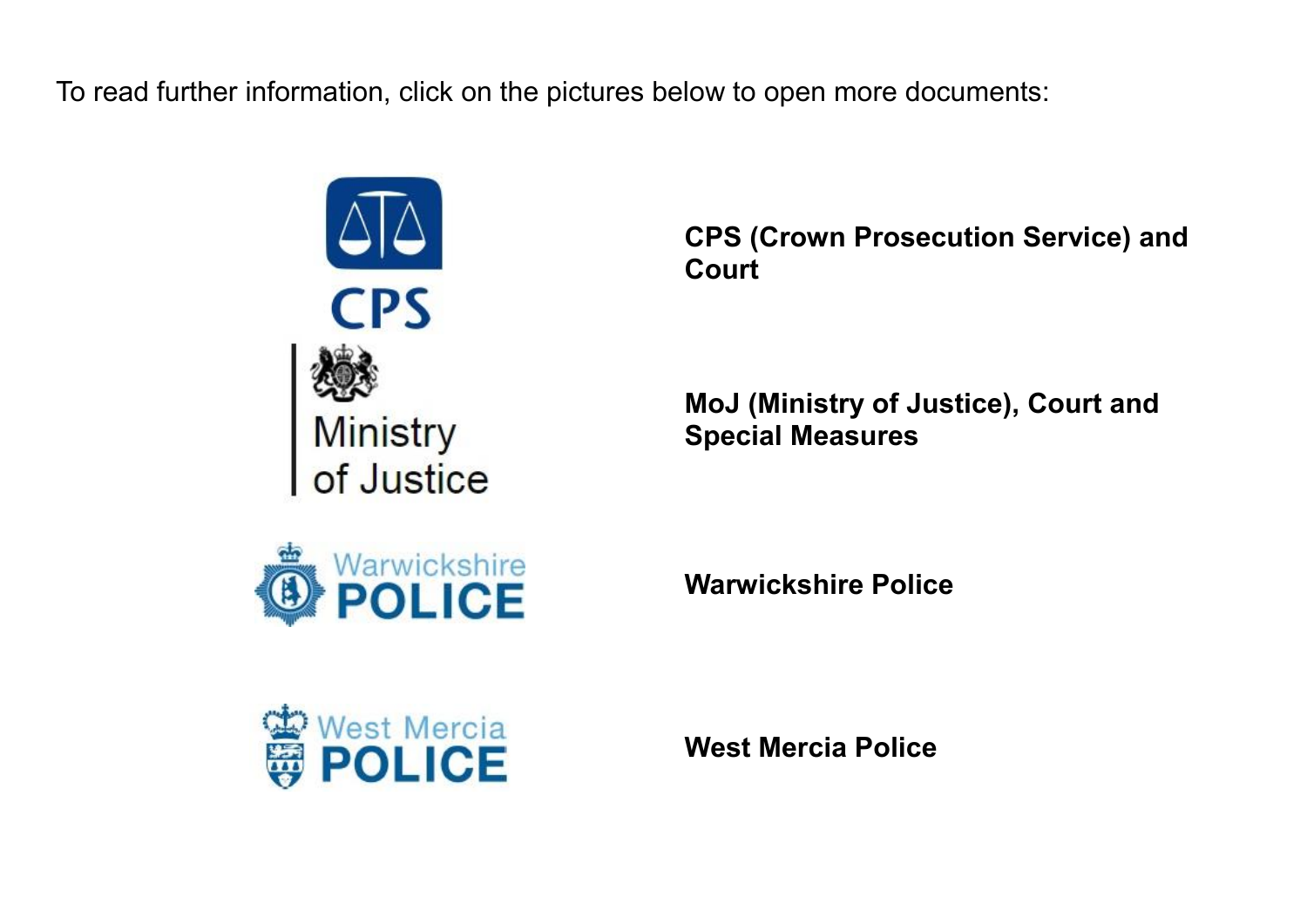To read further information, click on the pictures below to open more documents:

**CPS (Crown Prosecution Service) and Court**

**MoJ (Ministry of Justice), Court and Special Measures**

**Warwickshire Police**

**West Mercia Police**